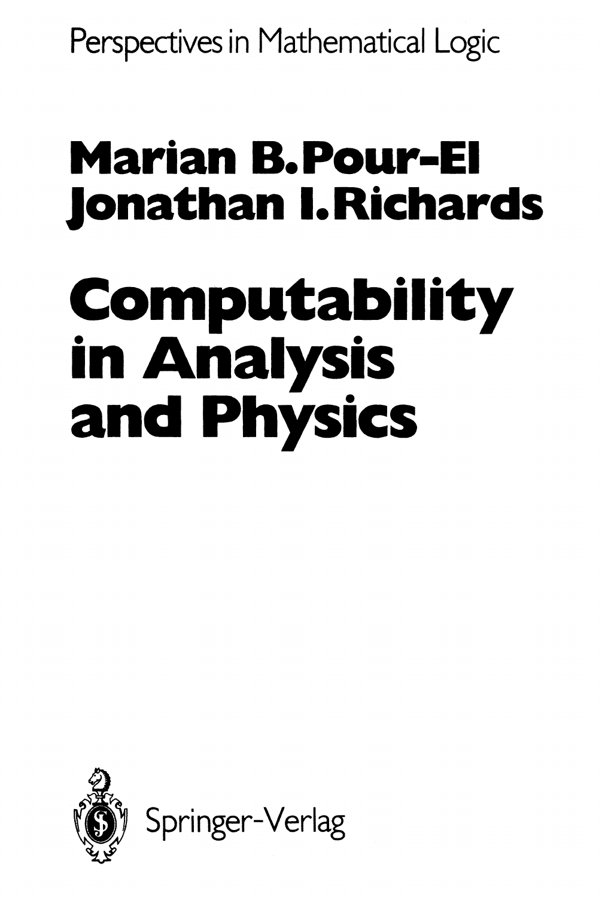Perspectives in Mathematical Logic

# Marian B. Pour-El
# Jonathan I. Richards

# Computability in Analysis and Physics

Springer-Verlag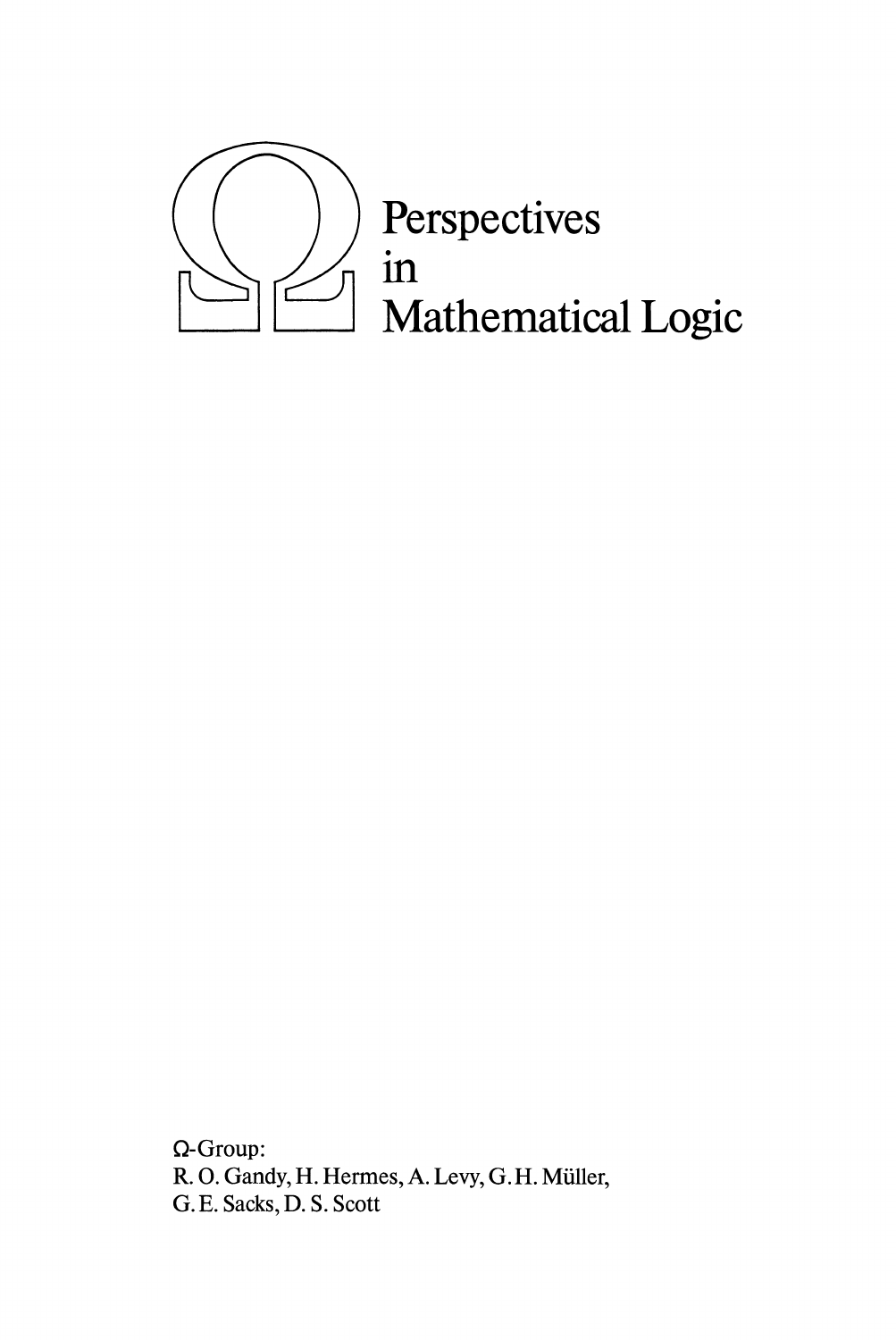# Perspectives in Mathematical Logic

Ω-Group:
R. O. Gandy, H. Hermes, A. Levy, G. H. Müller,
G. E. Sacks, D. S. Scott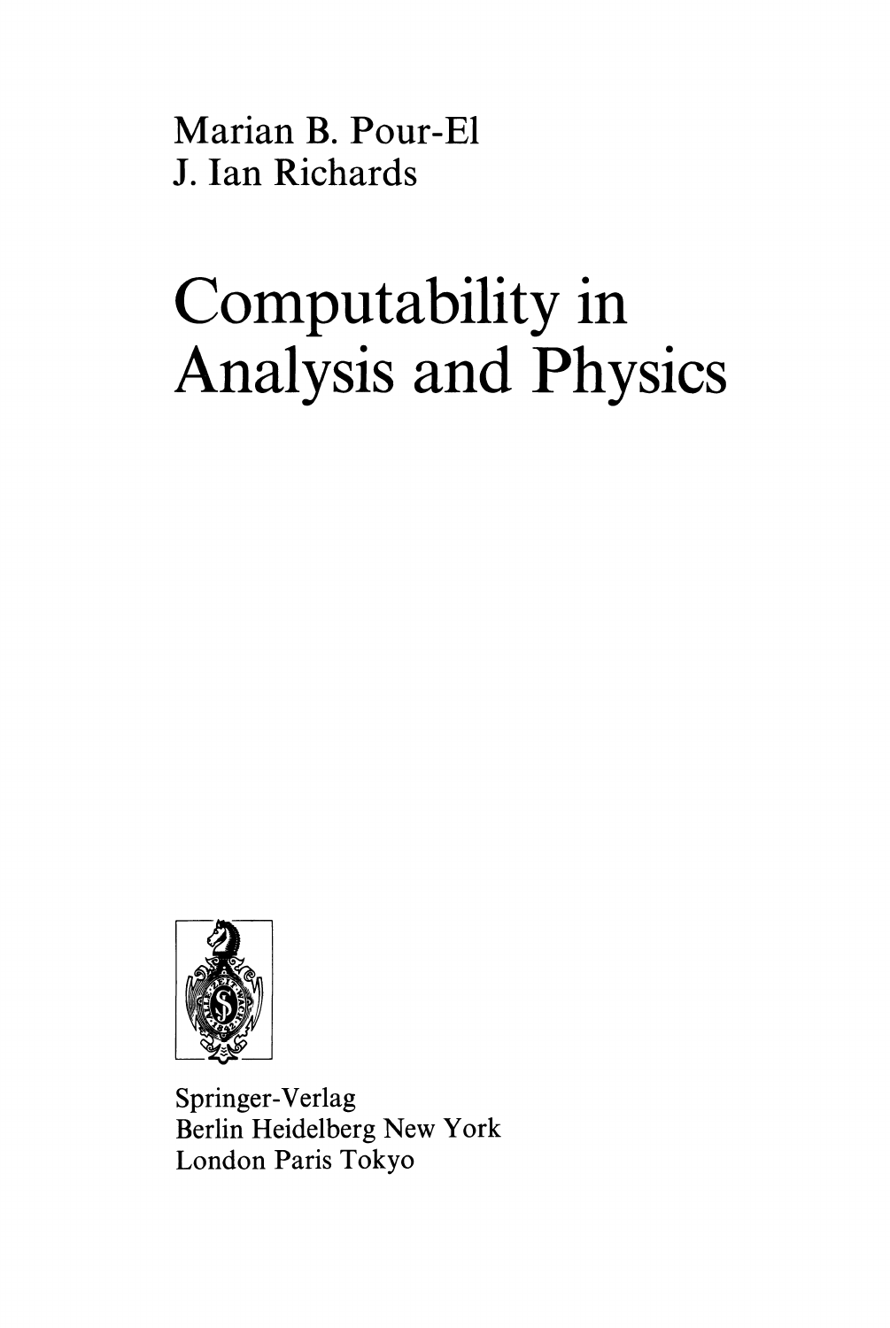Marian B. Pour-El
J. Ian Richards

# Computability in Analysis and Physics

Springer-Verlag
Berlin Heidelberg New York
London Paris Tokyo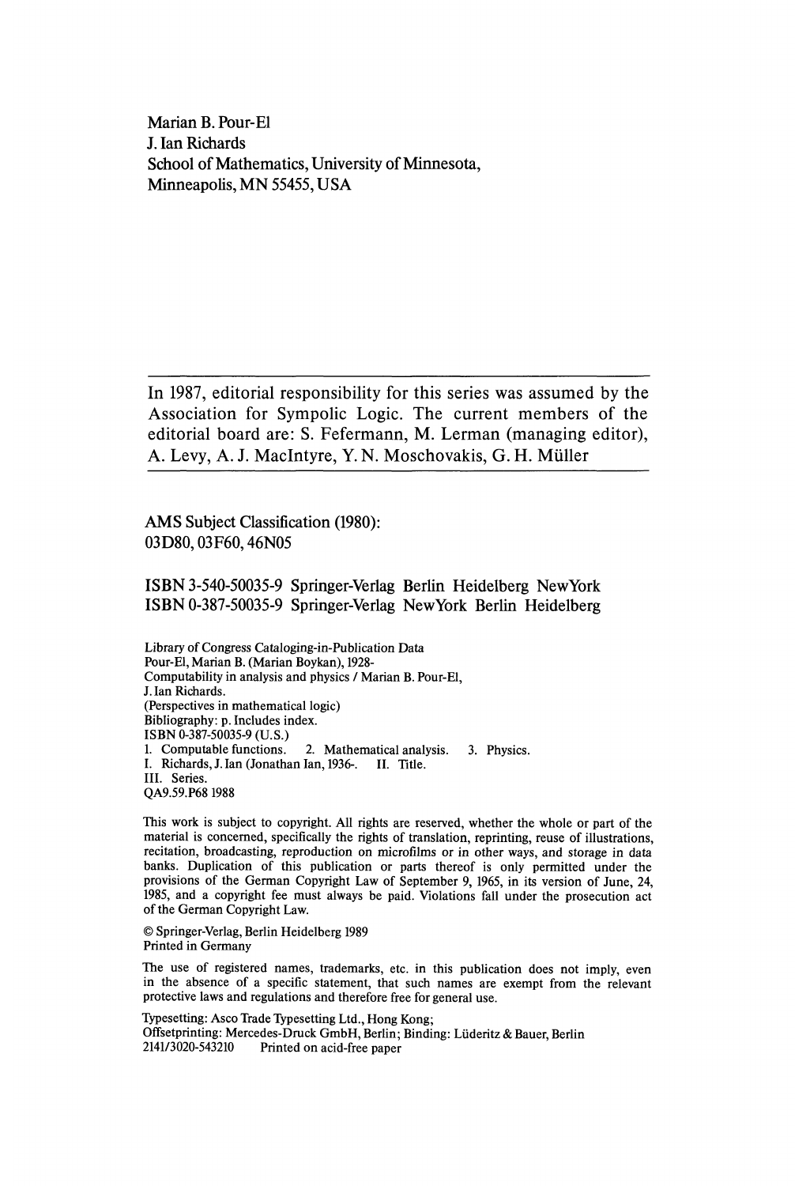Marian B. Pour-El
J. Ian Richards
School of Mathematics, University of Minnesota,
Minneapolis, MN 55455, USA

---

In 1987, editorial responsibility for this series was assumed by the Association for Sympolic Logic. The current members of the editorial board are: S. Fefermann, M. Lerman (managing editor), A. Levy, A. J. MacIntyre, Y. N. Moschovakis, G. H. Müller

---

AMS Subject Classification (1980):
03D80, 03F60, 46N05

ISBN 3-540-50035-9 Springer-Verlag Berlin Heidelberg NewYork
ISBN 0-387-50035-9 Springer-Verlag NewYork Berlin Heidelberg

Library of Congress Cataloging-in-Publication Data
Pour-El, Marian B. (Marian Boykan), 1928-
Computability in analysis and physics / Marian B. Pour-El, J. Ian Richards.
(Perspectives in mathematical logic)
Bibliography: p. Includes index.
ISBN 0-387-50035-9 (U.S.)
1. Computable functions. 2. Mathematical analysis. 3. Physics.
I. Richards, J. Ian (Jonathan Ian, 1936-. II. Title.
III. Series.
QA9.59.P68 1988

This work is subject to copyright. All rights are reserved, whether the whole or part of the material is concerned, specifically the rights of translation, reprinting, reuse of illustrations, recitation, broadcasting, reproduction on microfilms or in other ways, and storage in data banks. Duplication of this publication or parts thereof is only permitted under the provisions of the German Copyright Law of September 9, 1965, in its version of June, 24, 1985, and a copyright fee must always be paid. Violations fall under the prosecution act of the German Copyright Law.

© Springer-Verlag, Berlin Heidelberg 1989
Printed in Germany

The use of registered names, trademarks, etc. in this publication does not imply, even in the absence of a specific statement, that such names are exempt from the relevant protective laws and regulations and therefore free for general use.

Typesetting: Asco Trade Typesetting Ltd., Hong Kong;
Offsetprinting: Mercedes-Druck GmbH, Berlin; Binding: Lüderitz & Bauer, Berlin
2141/3020-543210 Printed on acid-free paper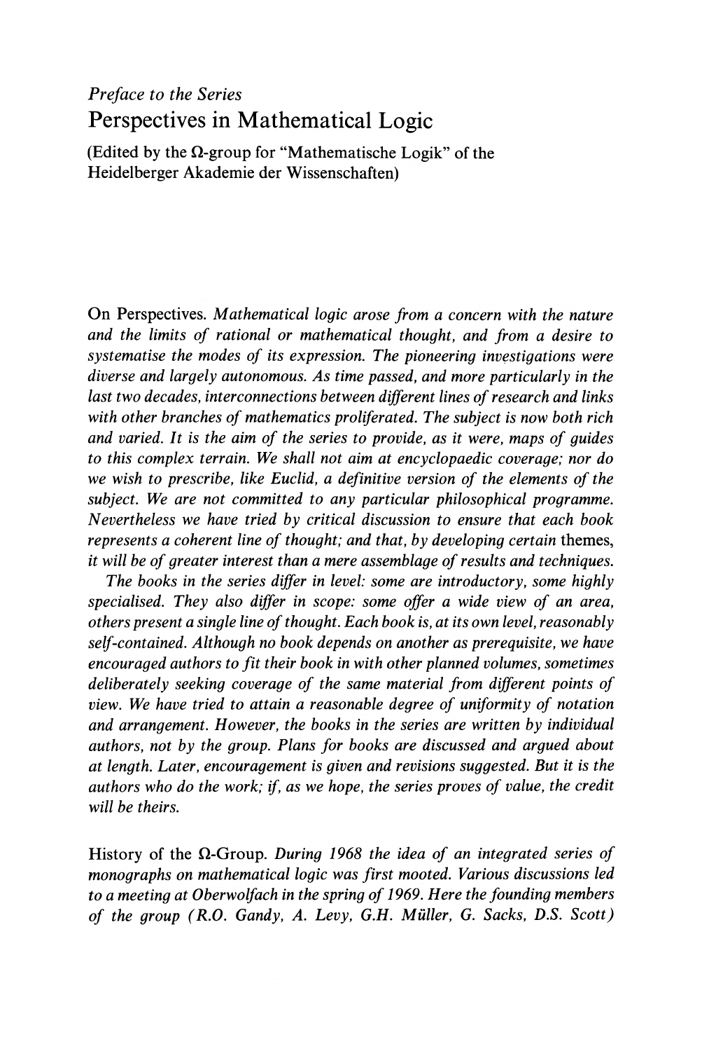*Preface to the Series*

# Perspectives in Mathematical Logic

(Edited by the Ω-group for "Mathematische Logik" of the Heidelberger Akademie der Wissenschaften)

On Perspectives. *Mathematical logic arose from a concern with the nature and the limits of rational or mathematical thought, and from a desire to systematise the modes of its expression. The pioneering investigations were diverse and largely autonomous. As time passed, and more particularly in the last two decades, interconnections between different lines of research and links with other branches of mathematics proliferated. The subject is now both rich and varied. It is the aim of the series to provide, as it were, maps of guides to this complex terrain. We shall not aim at encyclopaedic coverage; nor do we wish to prescribe, like Euclid, a definitive version of the elements of the subject. We are not committed to any particular philosophical programme. Nevertheless we have tried by critical discussion to ensure that each book represents a coherent line of thought; and that, by developing certain* themes, *it will be of greater interest than a mere assemblage of results and techniques.*

*The books in the series differ in level: some are introductory, some highly specialised. They also differ in scope: some offer a wide view of an area, others present a single line of thought. Each book is, at its own level, reasonably self-contained. Although no book depends on another as prerequisite, we have encouraged authors to fit their book in with other planned volumes, sometimes deliberately seeking coverage of the same material from different points of view. We have tried to attain a reasonable degree of uniformity of notation and arrangement. However, the books in the series are written by individual authors, not by the group. Plans for books are discussed and argued about at length. Later, encouragement is given and revisions suggested. But it is the authors who do the work; if, as we hope, the series proves of value, the credit will be theirs.*

History of the Ω-Group. *During 1968 the idea of an integrated series of monographs on mathematical logic was first mooted. Various discussions led to a meeting at Oberwolfach in the spring of 1969. Here the founding members of the group (R.O. Gandy, A. Levy, G.H. Müller, G. Sacks, D.S. Scott)*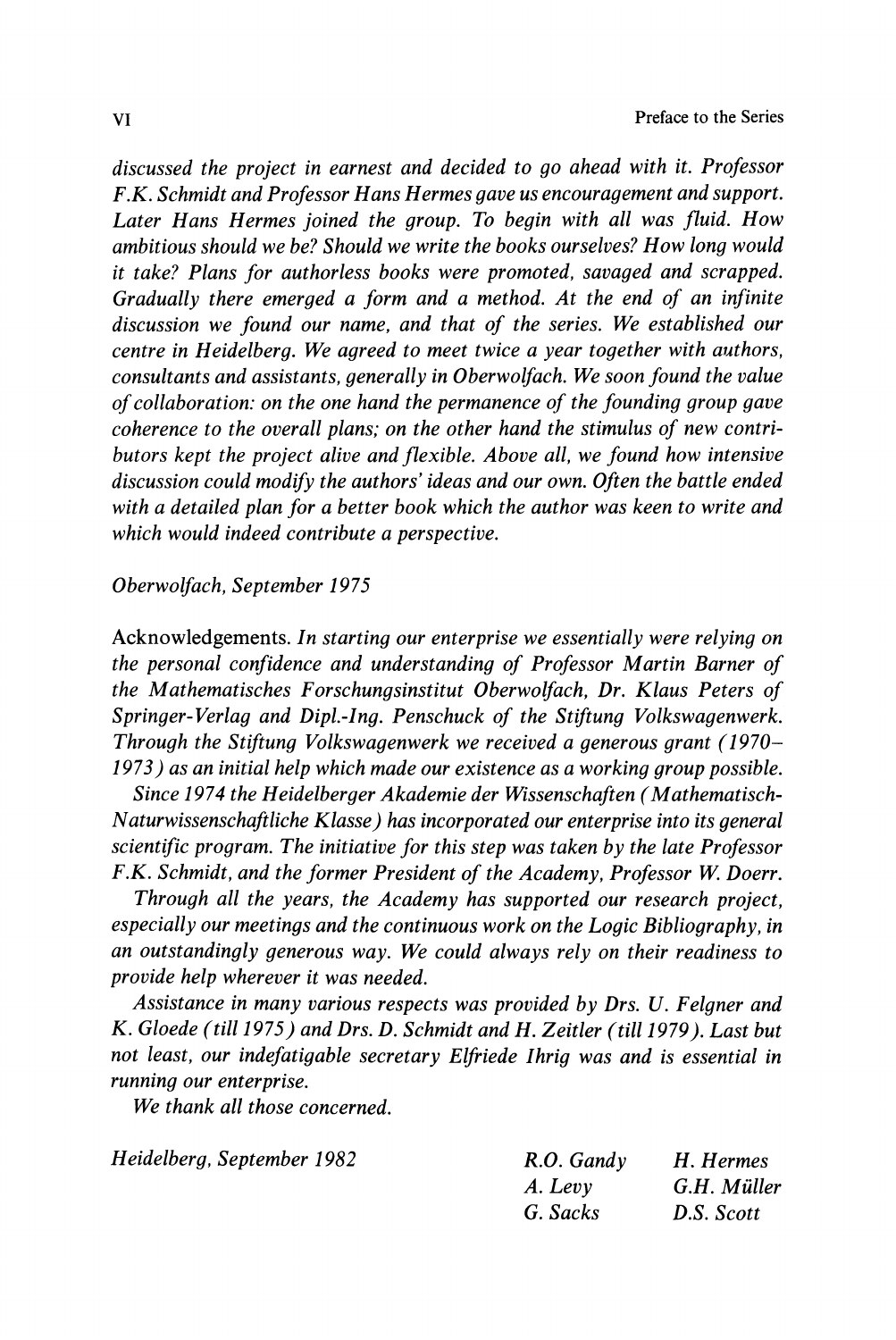*discussed the project in earnest and decided to go ahead with it. Professor F.K. Schmidt and Professor Hans Hermes gave us encouragement and support. Later Hans Hermes joined the group. To begin with all was fluid. How ambitious should we be? Should we write the books ourselves? How long would it take? Plans for authorless books were promoted, savaged and scrapped. Gradually there emerged a form and a method. At the end of an infinite discussion we found our name, and that of the series. We established our centre in Heidelberg. We agreed to meet twice a year together with authors, consultants and assistants, generally in Oberwolfach. We soon found the value of collaboration: on the one hand the permanence of the founding group gave coherence to the overall plans; on the other hand the stimulus of new contributors kept the project alive and flexible. Above all, we found how intensive discussion could modify the authors' ideas and our own. Often the battle ended with a detailed plan for a better book which the author was keen to write and which would indeed contribute a perspective.*

*Oberwolfach, September 1975*

Acknowledgements. *In starting our enterprise we essentially were relying on the personal confidence and understanding of Professor Martin Barner of the Mathematisches Forschungsinstitut Oberwolfach, Dr. Klaus Peters of Springer-Verlag and Dipl.-Ing. Penschuck of the Stiftung Volkswagenwerk. Through the Stiftung Volkswagenwerk we received a generous grant (1970–1973) as an initial help which made our existence as a working group possible.*

*Since 1974 the Heidelberger Akademie der Wissenschaften (Mathematisch-Naturwissenschaftliche Klasse) has incorporated our enterprise into its general scientific program. The initiative for this step was taken by the late Professor F.K. Schmidt, and the former President of the Academy, Professor W. Doerr.*

*Through all the years, the Academy has supported our research project, especially our meetings and the continuous work on the Logic Bibliography, in an outstandingly generous way. We could always rely on their readiness to provide help wherever it was needed.*

*Assistance in many various respects was provided by Drs. U. Felgner and K. Gloede (till 1975) and Drs. D. Schmidt and H. Zeitler (till 1979). Last but not least, our indefatigable secretary Elfriede Ihrig was and is essential in running our enterprise.*

*We thank all those concerned.*

*Heidelberg, September 1982*

*R.O. Gandy* *H. Hermes*
*A. Levy* *G.H. Müller*
*G. Sacks* *D.S. Scott*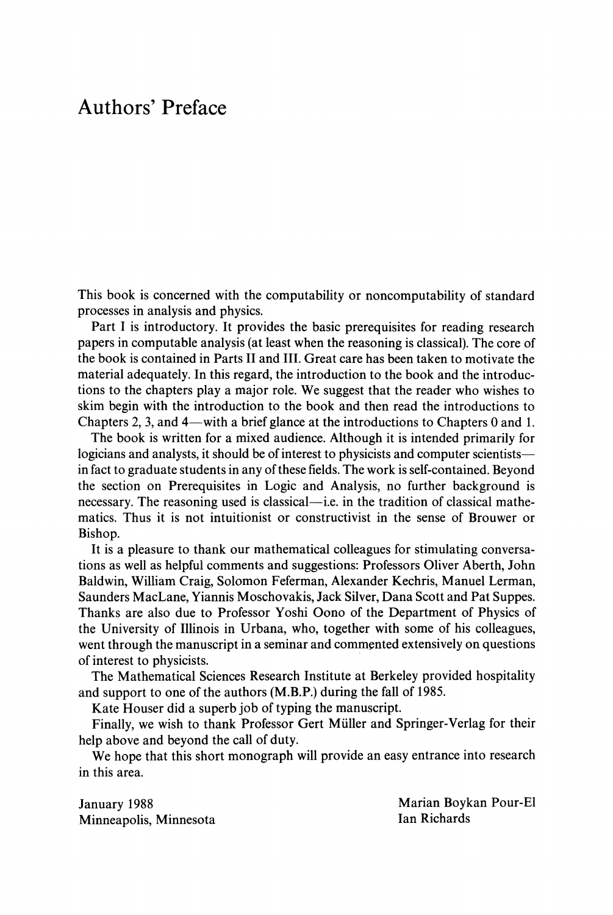# Authors' Preface

This book is concerned with the computability or noncomputability of standard processes in analysis and physics.

Part I is introductory. It provides the basic prerequisites for reading research papers in computable analysis (at least when the reasoning is classical). The core of the book is contained in Parts II and III. Great care has been taken to motivate the material adequately. In this regard, the introduction to the book and the introductions to the chapters play a major role. We suggest that the reader who wishes to skim begin with the introduction to the book and then read the introductions to Chapters 2, 3, and 4—with a brief glance at the introductions to Chapters 0 and 1.

The book is written for a mixed audience. Although it is intended primarily for logicians and analysts, it should be of interest to physicists and computer scientists—in fact to graduate students in any of these fields. The work is self-contained. Beyond the section on Prerequisites in Logic and Analysis, no further background is necessary. The reasoning used is classical—i.e. in the tradition of classical mathematics. Thus it is not intuitionist or constructivist in the sense of Brouwer or Bishop.

It is a pleasure to thank our mathematical colleagues for stimulating conversations as well as helpful comments and suggestions: Professors Oliver Aberth, John Baldwin, William Craig, Solomon Feferman, Alexander Kechris, Manuel Lerman, Saunders MacLane, Yiannis Moschovakis, Jack Silver, Dana Scott and Pat Suppes. Thanks are also due to Professor Yoshi Oono of the Department of Physics of the University of Illinois in Urbana, who, together with some of his colleagues, went through the manuscript in a seminar and commented extensively on questions of interest to physicists.

The Mathematical Sciences Research Institute at Berkeley provided hospitality and support to one of the authors (M.B.P.) during the fall of 1985.

Kate Houser did a superb job of typing the manuscript.

Finally, we wish to thank Professor Gert Müller and Springer-Verlag for their help above and beyond the call of duty.

We hope that this short monograph will provide an easy entrance into research in this area.

January 1988
Minneapolis, Minnesota

Marian Boykan Pour-El
Ian Richards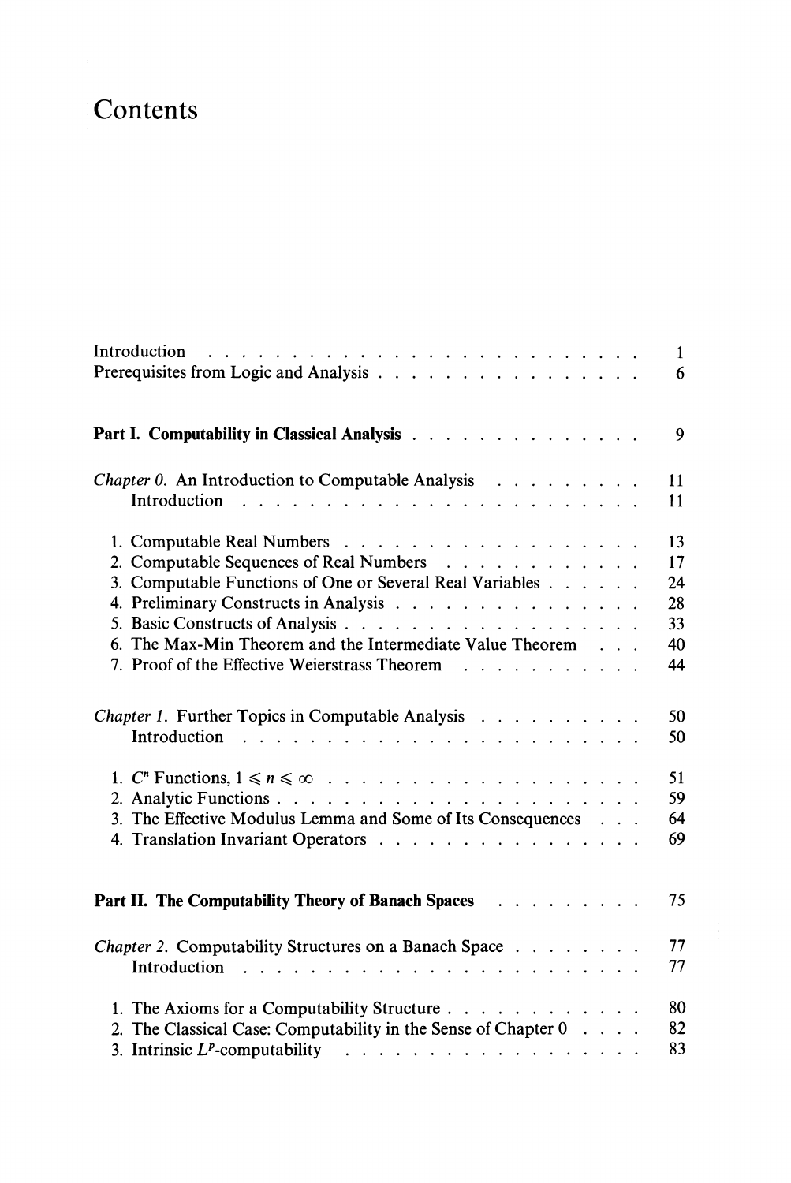# Contents

Introduction . . . . . . . . . . . . . . . . . . . . . . . . . . 1
Prerequisites from Logic and Analysis . . . . . . . . . . . . . . . . 6

**Part I. Computability in Classical Analysis** . . . . . . . . . . . . . . 9

*Chapter 0.* An Introduction to Computable Analysis . . . . . . . . . 11
Introduction . . . . . . . . . . . . . . . . . . . . . . . . 11

1. Computable Real Numbers . . . . . . . . . . . . . . . . . . 13
2. Computable Sequences of Real Numbers . . . . . . . . . . . . 17
3. Computable Functions of One or Several Real Variables . . . . . . 24
4. Preliminary Constructs in Analysis . . . . . . . . . . . . . . . 28
5. Basic Constructs of Analysis . . . . . . . . . . . . . . . . . . 33
6. The Max-Min Theorem and the Intermediate Value Theorem . . . 40
7. Proof of the Effective Weierstrass Theorem . . . . . . . . . . . 44

*Chapter 1.* Further Topics in Computable Analysis . . . . . . . . . . 50
Introduction . . . . . . . . . . . . . . . . . . . . . . . . 50

1. $C^n$ Functions, $1 \leqslant n \leqslant \infty$ . . . . . . . . . . . . . . . . . . . 51
2. Analytic Functions . . . . . . . . . . . . . . . . . . . . . . 59
3. The Effective Modulus Lemma and Some of Its Consequences . . . 64
4. Translation Invariant Operators . . . . . . . . . . . . . . . . 69

**Part II. The Computability Theory of Banach Spaces** . . . . . . . . . 75

*Chapter 2.* Computability Structures on a Banach Space . . . . . . . . 77
Introduction . . . . . . . . . . . . . . . . . . . . . . . . 77

1. The Axioms for a Computability Structure . . . . . . . . . . . . 80
2. The Classical Case: Computability in the Sense of Chapter 0 . . . . 82
3. Intrinsic $L^p$-computability . . . . . . . . . . . . . . . . . . 83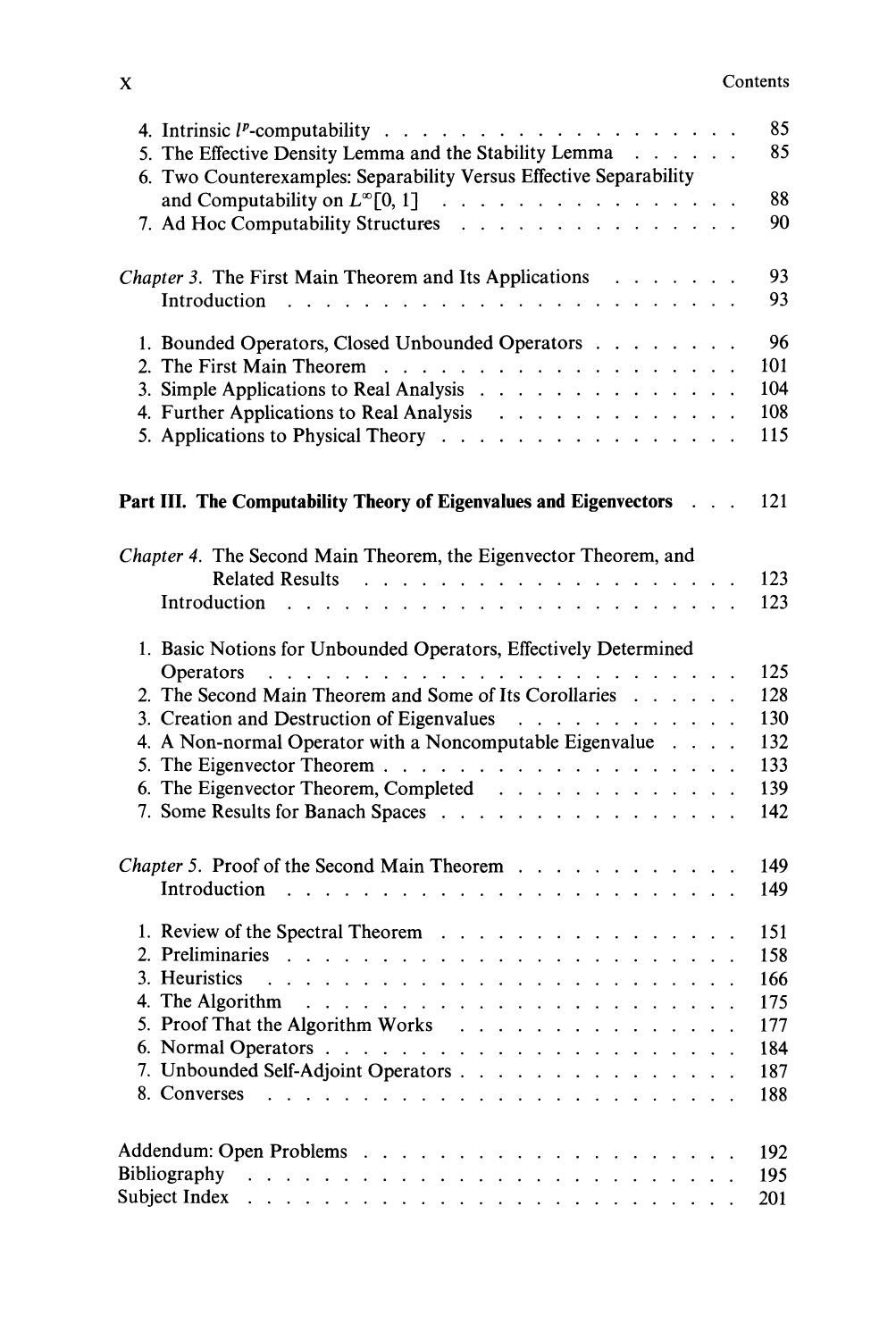4. Intrinsic $l^p$-computability . . . . . . . . . . . . . . . . . . . 85
5. The Effective Density Lemma and the Stability Lemma . . . . . . 85
6. Two Counterexamples: Separability Versus Effective Separability and Computability on $L^\infty[0, 1]$ . . . . . . . . . . . . . . . . 88
7. Ad Hoc Computability Structures . . . . . . . . . . . . . . . 90

*Chapter 3.* The First Main Theorem and Its Applications . . . . . . . 93
Introduction . . . . . . . . . . . . . . . . . . . . . . . . 93

1. Bounded Operators, Closed Unbounded Operators . . . . . . . . 96
2. The First Main Theorem . . . . . . . . . . . . . . . . . . . 101
3. Simple Applications to Real Analysis . . . . . . . . . . . . . 104
4. Further Applications to Real Analysis . . . . . . . . . . . . . 108
5. Applications to Physical Theory . . . . . . . . . . . . . . . . 115

**Part III. The Computability Theory of Eigenvalues and Eigenvectors . . . 121**

*Chapter 4.* The Second Main Theorem, the Eigenvector Theorem, and Related Results . . . . . . . . . . . . . . . . . . . . 123
Introduction . . . . . . . . . . . . . . . . . . . . . . . . 123

1. Basic Notions for Unbounded Operators, Effectively Determined Operators . . . . . . . . . . . . . . . . . . . . . . . . . 125
2. The Second Main Theorem and Some of Its Corollaries . . . . . . 128
3. Creation and Destruction of Eigenvalues . . . . . . . . . . . . 130
4. A Non-normal Operator with a Noncomputable Eigenvalue . . . . 132
5. The Eigenvector Theorem . . . . . . . . . . . . . . . . . . . 133
6. The Eigenvector Theorem, Completed . . . . . . . . . . . . . 139
7. Some Results for Banach Spaces . . . . . . . . . . . . . . . . 142

*Chapter 5.* Proof of the Second Main Theorem . . . . . . . . . . . . 149
Introduction . . . . . . . . . . . . . . . . . . . . . . . . 149

1. Review of the Spectral Theorem . . . . . . . . . . . . . . . . 151
2. Preliminaries . . . . . . . . . . . . . . . . . . . . . . . . 158
3. Heuristics . . . . . . . . . . . . . . . . . . . . . . . . . 166
4. The Algorithm . . . . . . . . . . . . . . . . . . . . . . . 175
5. Proof That the Algorithm Works . . . . . . . . . . . . . . . 177
6. Normal Operators . . . . . . . . . . . . . . . . . . . . . . 184
7. Unbounded Self-Adjoint Operators . . . . . . . . . . . . . . . 187
8. Converses . . . . . . . . . . . . . . . . . . . . . . . . . 188

Addendum: Open Problems . . . . . . . . . . . . . . . . . . . . 192
Bibliography . . . . . . . . . . . . . . . . . . . . . . . . . 195
Subject Index . . . . . . . . . . . . . . . . . . . . . . . . 201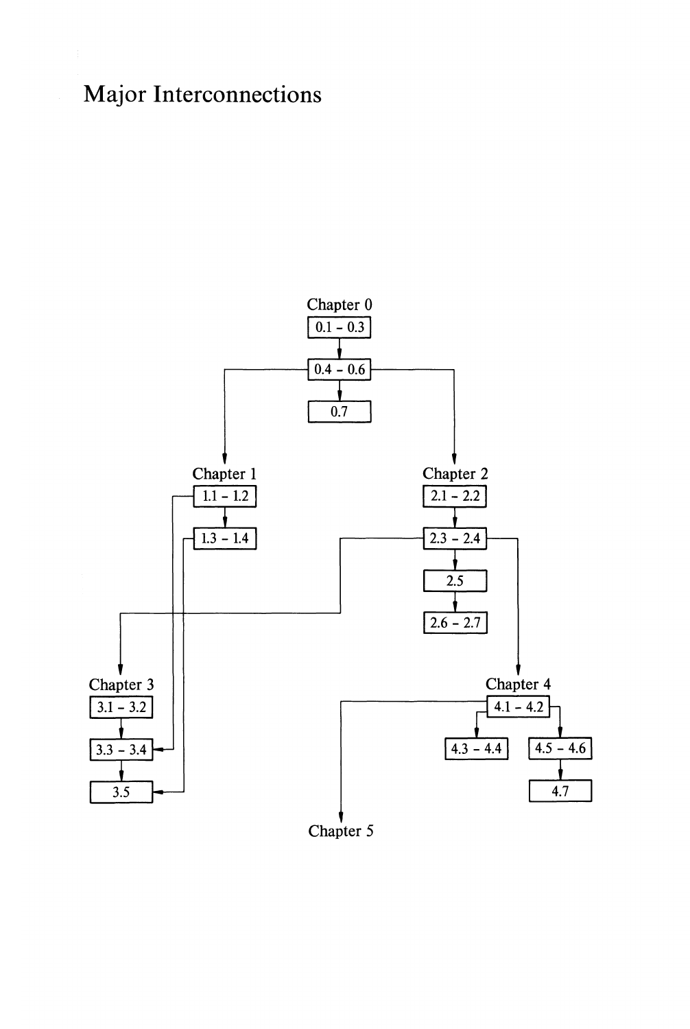# Major Interconnections

Chapter 0

0.1 - 0.3

0.4 - 0.6

0.7

Chapter 1

1.1 - 1.2

1.3 - 1.4

Chapter 2

2.1 - 2.2

2.3 - 2.4

2.5

2.6 - 2.7

Chapter 3

3.1 - 3.2

3.3 - 3.4

3.5

Chapter 4

4.1 - 4.2

4.3 - 4.4

4.5 - 4.6

4.7

Chapter 5